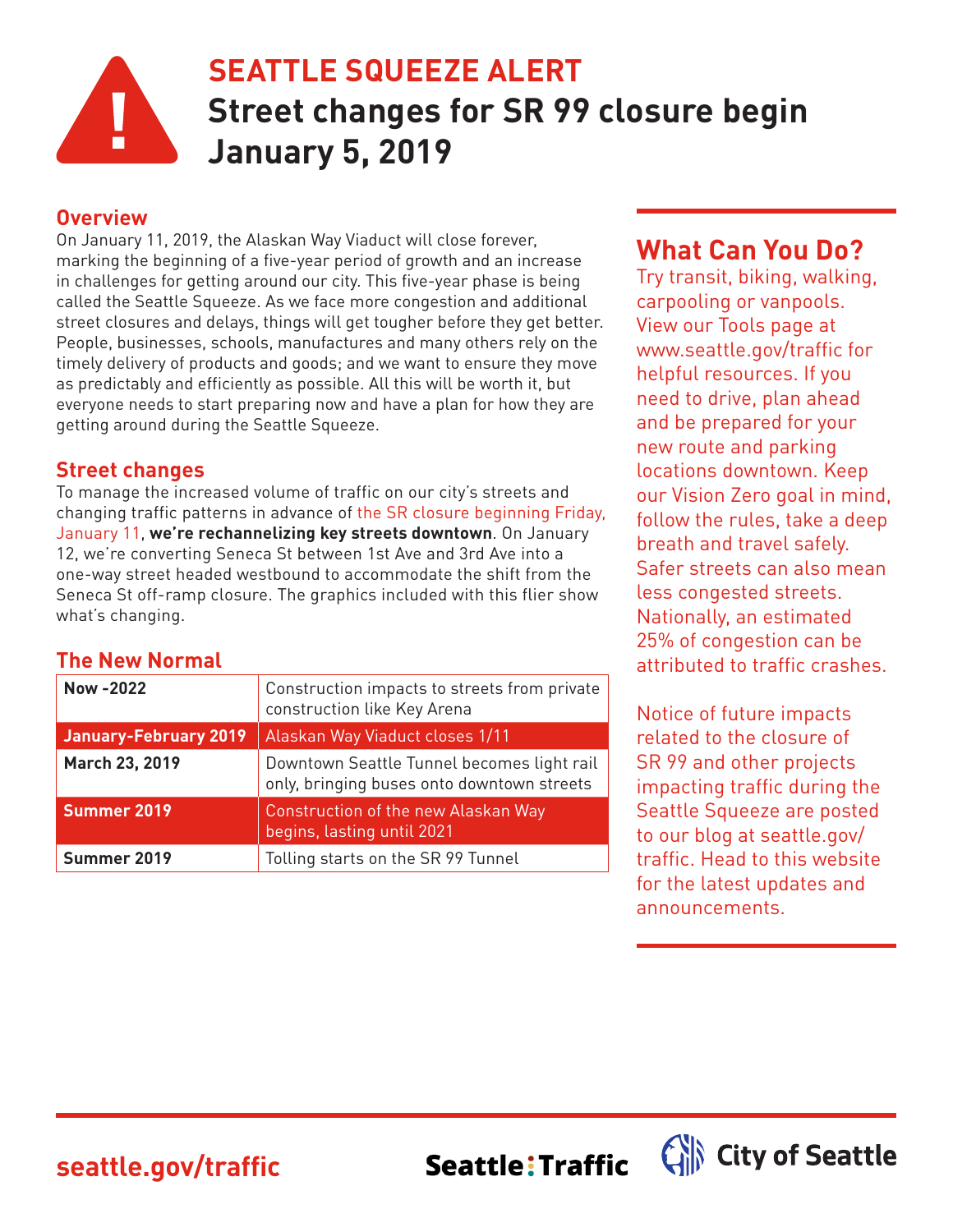# SEATTLE SQUEEZE ALERT

# Street changes for SR 99 closure begin January 5, 2019

## Overview

On January 11, 2019, the Alaskan Way Viaduct will close forever, marking the beginning of a five-year period of growth and an increase in challenges for getting around our city. This five-year phase is being called the Seattle Squeeze. As we face more congestion and additional street closures and delays, things will get tougher before they get better. People, businesses, schools, manufactures and many others rely on the timely delivery of products and goods; and we want to ensure they move as predictably and efficiently as possible. All this will be worth it, but everyone needs to start preparing now and have a plan for how they are getting around during the Seattle Squeeze.

## Street changes

To manage the increased volume of traffic on our city's streets and changing traffic patterns in advance of the SR closure beginning Friday, January 11, **we're rechannelizing key streets downtown**. On January 12, we're converting Seneca St between 1st Ave and 3rd Ave into a one-way street headed westbound to accommodate the shift from the Seneca St off-ramp closure. The graphics included with this flier show what's changing.

## The New Normal

| | |
|---|---|
| **Now -2022** | Construction impacts to streets from private construction like Key Arena |
| **January-February 2019** | Alaskan Way Viaduct closes 1/11 |
| **March 23, 2019** | Downtown Seattle Tunnel becomes light rail only, bringing buses onto downtown streets |
| **Summer 2019** | Construction of the new Alaskan Way begins, lasting until 2021 |
| **Summer 2019** | Tolling starts on the SR 99 Tunnel |

## What Can You Do?

Try transit, biking, walking, carpooling or vanpools. View our Tools page at www.seattle.gov/traffic for helpful resources. If you need to drive, plan ahead and be prepared for your new route and parking locations downtown. Keep our Vision Zero goal in mind, follow the rules, take a deep breath and travel safely. Safer streets can also mean less congested streets. Nationally, an estimated 25% of congestion can be attributed to traffic crashes.

Notice of future impacts related to the closure of SR 99 and other projects impacting traffic during the Seattle Squeeze are posted to our blog at seattle.gov/traffic. Head to this website for the latest updates and announcements.

seattle.gov/traffic

Seattle:Traffic

City of Seattle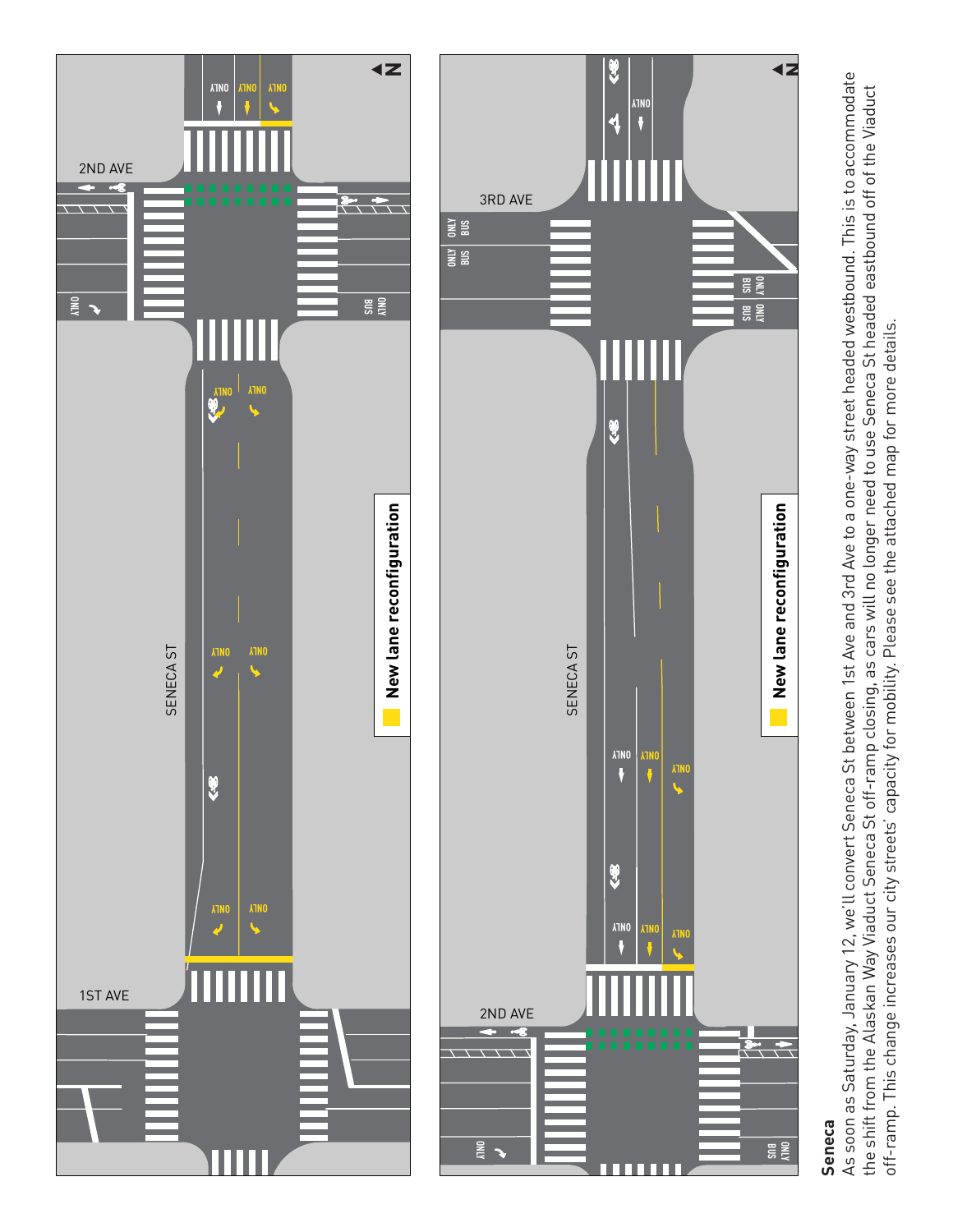2ND AVE

SENECA ST

1ST AVE

New lane reconfiguration

3RD AVE

SENECA ST

2ND AVE

New lane reconfiguration

**Seneca**

As soon as Saturday, January 12, we'll convert Seneca St between 1st Ave and 3rd Ave to a one-way street headed westbound. This is to accommodate the shift from the Alaskan Way Viaduct Seneca St off-ramp closing, as cars will no longer need to use Seneca St headed eastbound off of the Viaduct off-ramp. This change increases our city streets' capacity for mobility. Please see the attached map for more details.